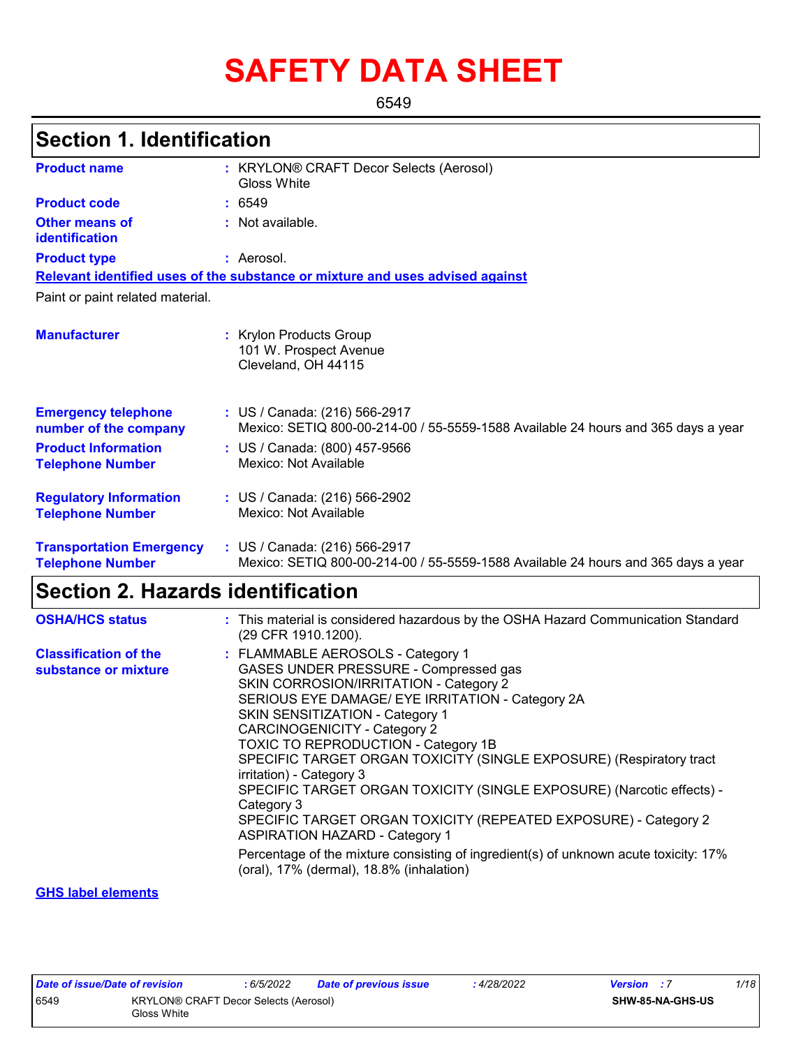# SAFETY DATA SHEET

6549

## Section 1. Identification

| | | |
|---|---|---|
| **Product name** | : | KRYLON® CRAFT Decor Selects (Aerosol) Gloss White |
| **Product code** | : | 6549 |
| **Other means of identification** | : | Not available. |
| **Product type** | : | Aerosol. |

**Relevant identified uses of the substance or mixture and uses advised against**

Paint or paint related material.

| | | |
|---|---|---|
| **Manufacturer** | : | Krylon Products Group<br>101 W. Prospect Avenue<br>Cleveland, OH 44115 |
| **Emergency telephone number of the company** | : | US / Canada: (216) 566-2917<br>Mexico: SETIQ 800-00-214-00 / 55-5559-1588 Available 24 hours and 365 days a year |
| **Product Information Telephone Number** | : | US / Canada: (800) 457-9566<br>Mexico: Not Available |
| **Regulatory Information Telephone Number** | : | US / Canada: (216) 566-2902<br>Mexico: Not Available |
| **Transportation Emergency Telephone Number** | : | US / Canada: (216) 566-2917<br>Mexico: SETIQ 800-00-214-00 / 55-5559-1588 Available 24 hours and 365 days a year |

## Section 2. Hazards identification

| | | |
|---|---|---|
| **OSHA/HCS status** | : | This material is considered hazardous by the OSHA Hazard Communication Standard (29 CFR 1910.1200). |
| **Classification of the substance or mixture** | : | FLAMMABLE AEROSOLS - Category 1<br>GASES UNDER PRESSURE - Compressed gas<br>SKIN CORROSION/IRRITATION - Category 2<br>SERIOUS EYE DAMAGE/ EYE IRRITATION - Category 2A<br>SKIN SENSITIZATION - Category 1<br>CARCINOGENICITY - Category 2<br>TOXIC TO REPRODUCTION - Category 1B<br>SPECIFIC TARGET ORGAN TOXICITY (SINGLE EXPOSURE) (Respiratory tract irritation) - Category 3<br>SPECIFIC TARGET ORGAN TOXICITY (SINGLE EXPOSURE) (Narcotic effects) - Category 3<br>SPECIFIC TARGET ORGAN TOXICITY (REPEATED EXPOSURE) - Category 2<br>ASPIRATION HAZARD - Category 1<br><br>Percentage of the mixture consisting of ingredient(s) of unknown acute toxicity: 17% (oral), 17% (dermal), 18.8% (inhalation) |

**GHS label elements**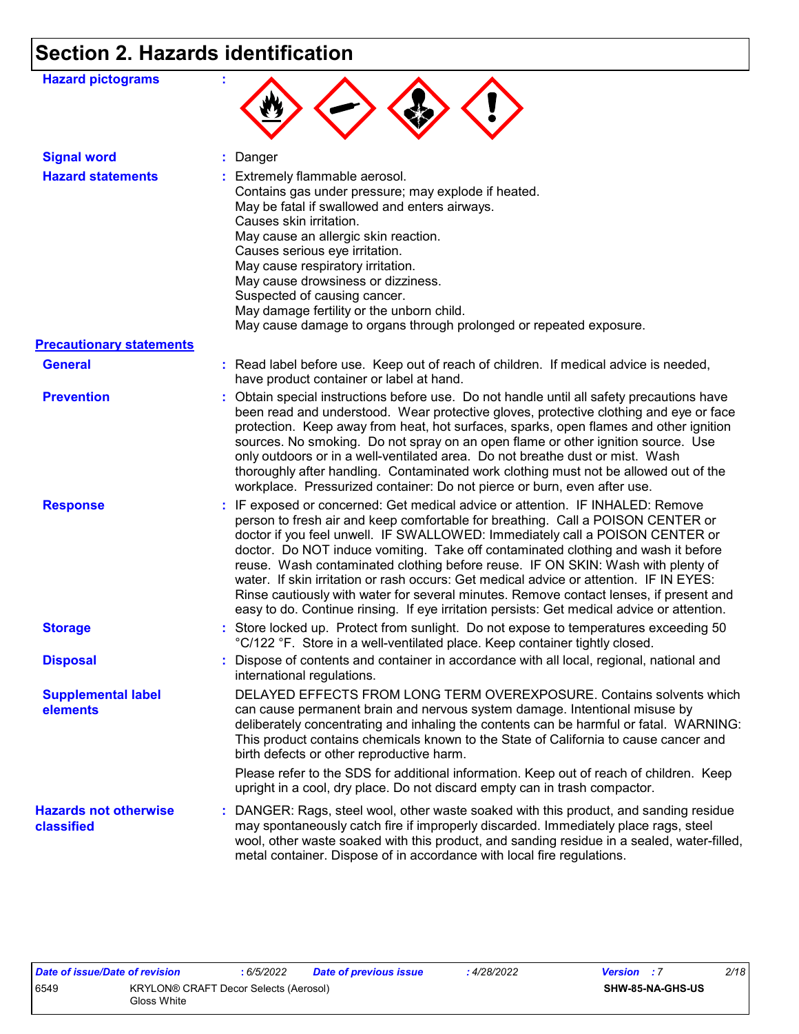## Section 2. Hazards identification

**Hazard pictograms** :

**Signal word** : Danger

**Hazard statements** : Extremely flammable aerosol.
Contains gas under pressure; may explode if heated.
May be fatal if swallowed and enters airways.
Causes skin irritation.
May cause an allergic skin reaction.
Causes serious eye irritation.
May cause respiratory irritation.
May cause drowsiness or dizziness.
Suspected of causing cancer.
May damage fertility or the unborn child.
May cause damage to organs through prolonged or repeated exposure.

**Precautionary statements**

**General** : Read label before use. Keep out of reach of children. If medical advice is needed, have product container or label at hand.

**Prevention** : Obtain special instructions before use. Do not handle until all safety precautions have been read and understood. Wear protective gloves, protective clothing and eye or face protection. Keep away from heat, hot surfaces, sparks, open flames and other ignition sources. No smoking. Do not spray on an open flame or other ignition source. Use only outdoors or in a well-ventilated area. Do not breathe dust or mist. Wash thoroughly after handling. Contaminated work clothing must not be allowed out of the workplace. Pressurized container: Do not pierce or burn, even after use.

**Response** : IF exposed or concerned: Get medical advice or attention. IF INHALED: Remove person to fresh air and keep comfortable for breathing. Call a POISON CENTER or doctor if you feel unwell. IF SWALLOWED: Immediately call a POISON CENTER or doctor. Do NOT induce vomiting. Take off contaminated clothing and wash it before reuse. Wash contaminated clothing before reuse. IF ON SKIN: Wash with plenty of water. If skin irritation or rash occurs: Get medical advice or attention. IF IN EYES: Rinse cautiously with water for several minutes. Remove contact lenses, if present and easy to do. Continue rinsing. If eye irritation persists: Get medical advice or attention.

**Storage** : Store locked up. Protect from sunlight. Do not expose to temperatures exceeding 50 °C/122 °F. Store in a well-ventilated place. Keep container tightly closed.

**Disposal** : Dispose of contents and container in accordance with all local, regional, national and international regulations.

**Supplemental label elements** DELAYED EFFECTS FROM LONG TERM OVEREXPOSURE. Contains solvents which can cause permanent brain and nervous system damage. Intentional misuse by deliberately concentrating and inhaling the contents can be harmful or fatal. WARNING: This product contains chemicals known to the State of California to cause cancer and birth defects or other reproductive harm.

Please refer to the SDS for additional information. Keep out of reach of children. Keep upright in a cool, dry place. Do not discard empty can in trash compactor.

**Hazards not otherwise classified** : DANGER: Rags, steel wool, other waste soaked with this product, and sanding residue may spontaneously catch fire if improperly discarded. Immediately place rags, steel wool, other waste soaked with this product, and sanding residue in a sealed, water-filled, metal container. Dispose of in accordance with local fire regulations.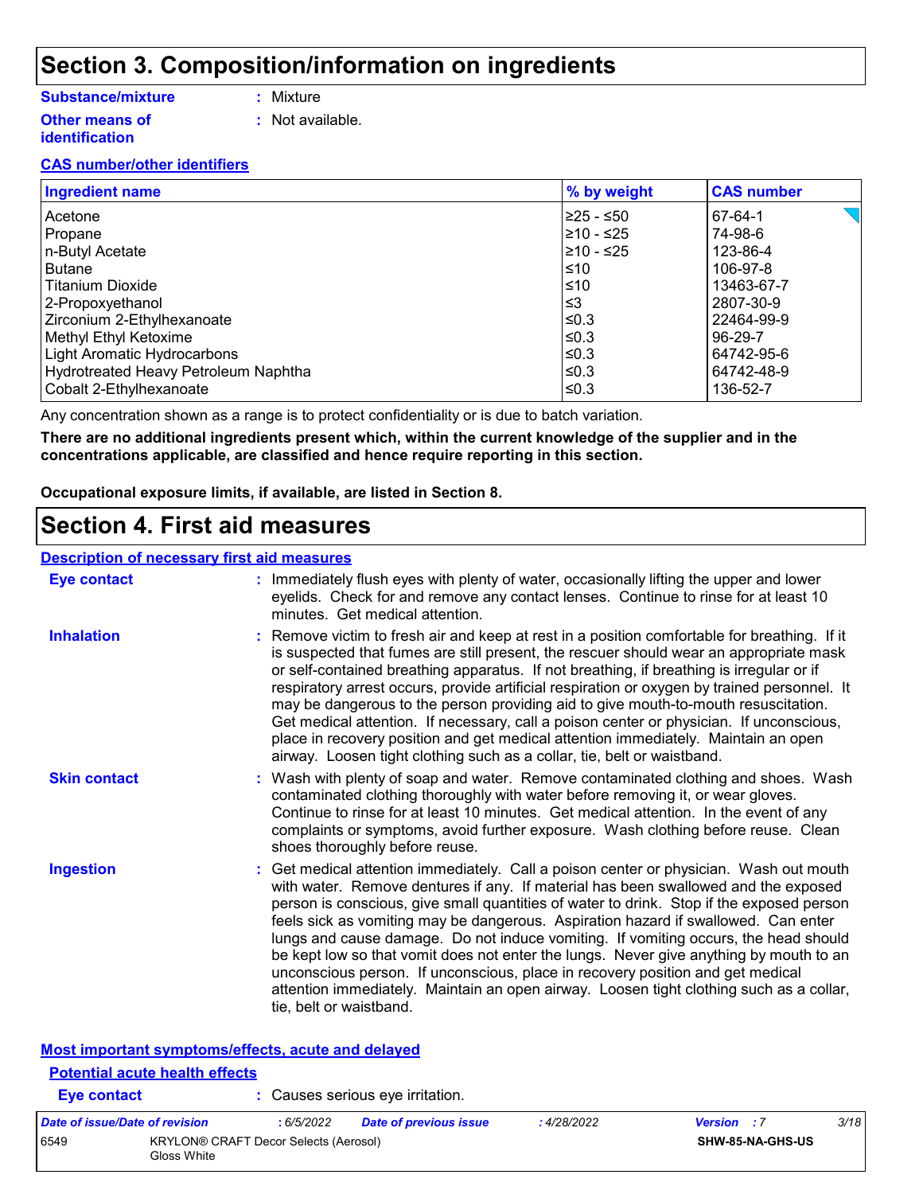# Section 3. Composition/information on ingredients

**Substance/mixture** : Mixture

**Other means of identification** : Not available.

**CAS number/other identifiers**

| Ingredient name | % by weight | CAS number |
|---|---|---|
| Acetone | ≥25 - ≤50 | 67-64-1 |
| Propane | ≥10 - ≤25 | 74-98-6 |
| n-Butyl Acetate | ≥10 - ≤25 | 123-86-4 |
| Butane | ≤10 | 106-97-8 |
| Titanium Dioxide | ≤10 | 13463-67-7 |
| 2-Propoxyethanol | ≤3 | 2807-30-9 |
| Zirconium 2-Ethylhexanoate | ≤0.3 | 22464-99-9 |
| Methyl Ethyl Ketoxime | ≤0.3 | 96-29-7 |
| Light Aromatic Hydrocarbons | ≤0.3 | 64742-95-6 |
| Hydrotreated Heavy Petroleum Naphtha | ≤0.3 | 64742-48-9 |
| Cobalt 2-Ethylhexanoate | ≤0.3 | 136-52-7 |

Any concentration shown as a range is to protect confidentiality or is due to batch variation.

**There are no additional ingredients present which, within the current knowledge of the supplier and in the concentrations applicable, are classified and hence require reporting in this section.**

**Occupational exposure limits, if available, are listed in Section 8.**

# Section 4. First aid measures

**Description of necessary first aid measures**

**Eye contact** : Immediately flush eyes with plenty of water, occasionally lifting the upper and lower eyelids. Check for and remove any contact lenses. Continue to rinse for at least 10 minutes. Get medical attention.

**Inhalation** : Remove victim to fresh air and keep at rest in a position comfortable for breathing. If it is suspected that fumes are still present, the rescuer should wear an appropriate mask or self-contained breathing apparatus. If not breathing, if breathing is irregular or if respiratory arrest occurs, provide artificial respiration or oxygen by trained personnel. It may be dangerous to the person providing aid to give mouth-to-mouth resuscitation. Get medical attention. If necessary, call a poison center or physician. If unconscious, place in recovery position and get medical attention immediately. Maintain an open airway. Loosen tight clothing such as a collar, tie, belt or waistband.

**Skin contact** : Wash with plenty of soap and water. Remove contaminated clothing and shoes. Wash contaminated clothing thoroughly with water before removing it, or wear gloves. Continue to rinse for at least 10 minutes. Get medical attention. In the event of any complaints or symptoms, avoid further exposure. Wash clothing before reuse. Clean shoes thoroughly before reuse.

**Ingestion** : Get medical attention immediately. Call a poison center or physician. Wash out mouth with water. Remove dentures if any. If material has been swallowed and the exposed person is conscious, give small quantities of water to drink. Stop if the exposed person feels sick as vomiting may be dangerous. Aspiration hazard if swallowed. Can enter lungs and cause damage. Do not induce vomiting. If vomiting occurs, the head should be kept low so that vomit does not enter the lungs. Never give anything by mouth to an unconscious person. If unconscious, place in recovery position and get medical attention immediately. Maintain an open airway. Loosen tight clothing such as a collar, tie, belt or waistband.

**Most important symptoms/effects, acute and delayed**

**Potential acute health effects**

**Eye contact** : Causes serious eye irritation.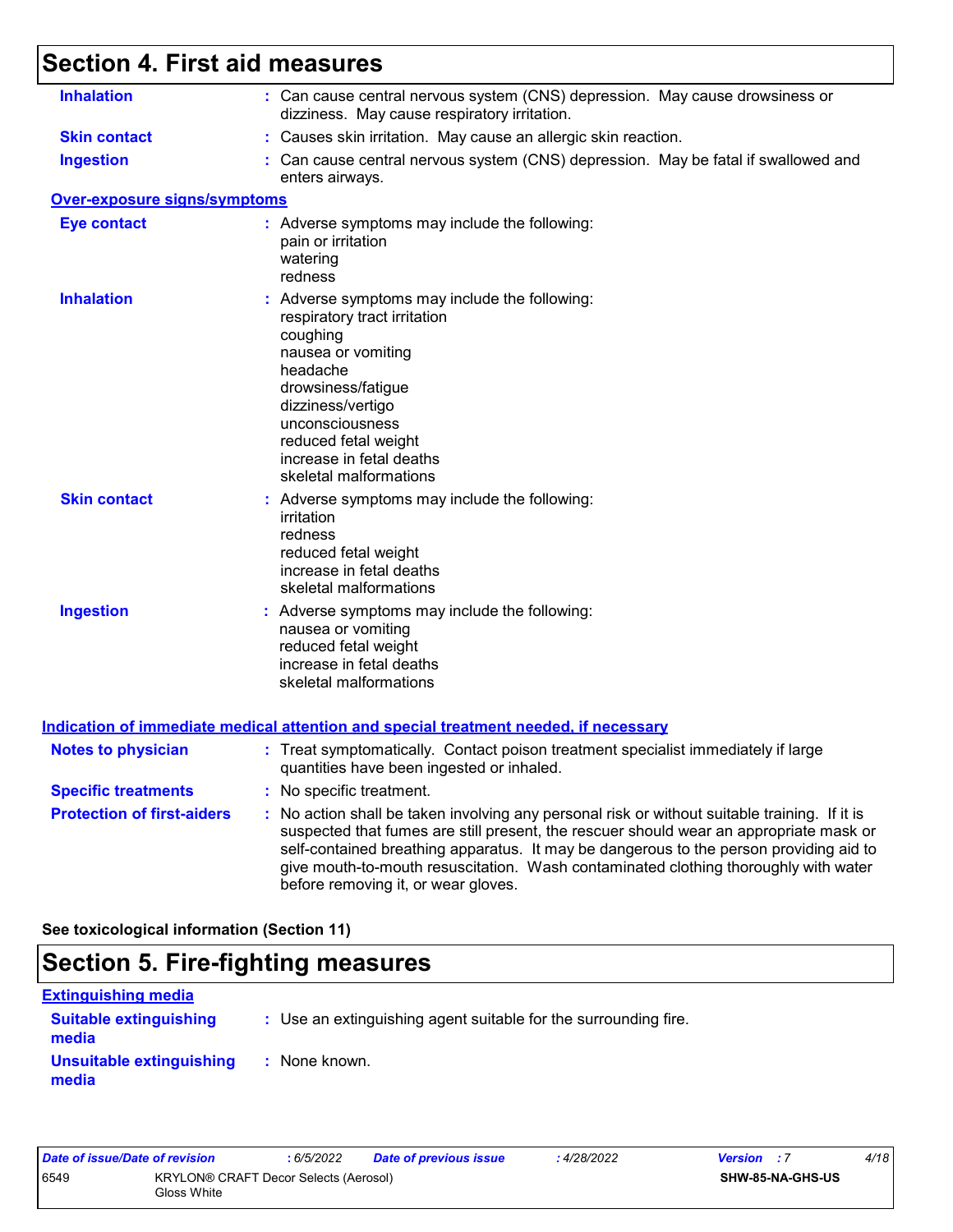## Section 4. First aid measures

**Inhalation** : Can cause central nervous system (CNS) depression. May cause drowsiness or dizziness. May cause respiratory irritation.

**Skin contact** : Causes skin irritation. May cause an allergic skin reaction.

**Ingestion** : Can cause central nervous system (CNS) depression. May be fatal if swallowed and enters airways.

### Over-exposure signs/symptoms

**Eye contact** : Adverse symptoms may include the following:
pain or irritation
watering
redness

**Inhalation** : Adverse symptoms may include the following:
respiratory tract irritation
coughing
nausea or vomiting
headache
drowsiness/fatigue
dizziness/vertigo
unconsciousness
reduced fetal weight
increase in fetal deaths
skeletal malformations

**Skin contact** : Adverse symptoms may include the following:
irritation
redness
reduced fetal weight
increase in fetal deaths
skeletal malformations

**Ingestion** : Adverse symptoms may include the following:
nausea or vomiting
reduced fetal weight
increase in fetal deaths
skeletal malformations

### Indication of immediate medical attention and special treatment needed, if necessary

**Notes to physician** : Treat symptomatically. Contact poison treatment specialist immediately if large quantities have been ingested or inhaled.

**Specific treatments** : No specific treatment.

**Protection of first-aiders** : No action shall be taken involving any personal risk or without suitable training. If it is suspected that fumes are still present, the rescuer should wear an appropriate mask or self-contained breathing apparatus. It may be dangerous to the person providing aid to give mouth-to-mouth resuscitation. Wash contaminated clothing thoroughly with water before removing it, or wear gloves.

**See toxicological information (Section 11)**

## Section 5. Fire-fighting measures

### Extinguishing media

**Suitable extinguishing media** : Use an extinguishing agent suitable for the surrounding fire.

**Unsuitable extinguishing media** : None known.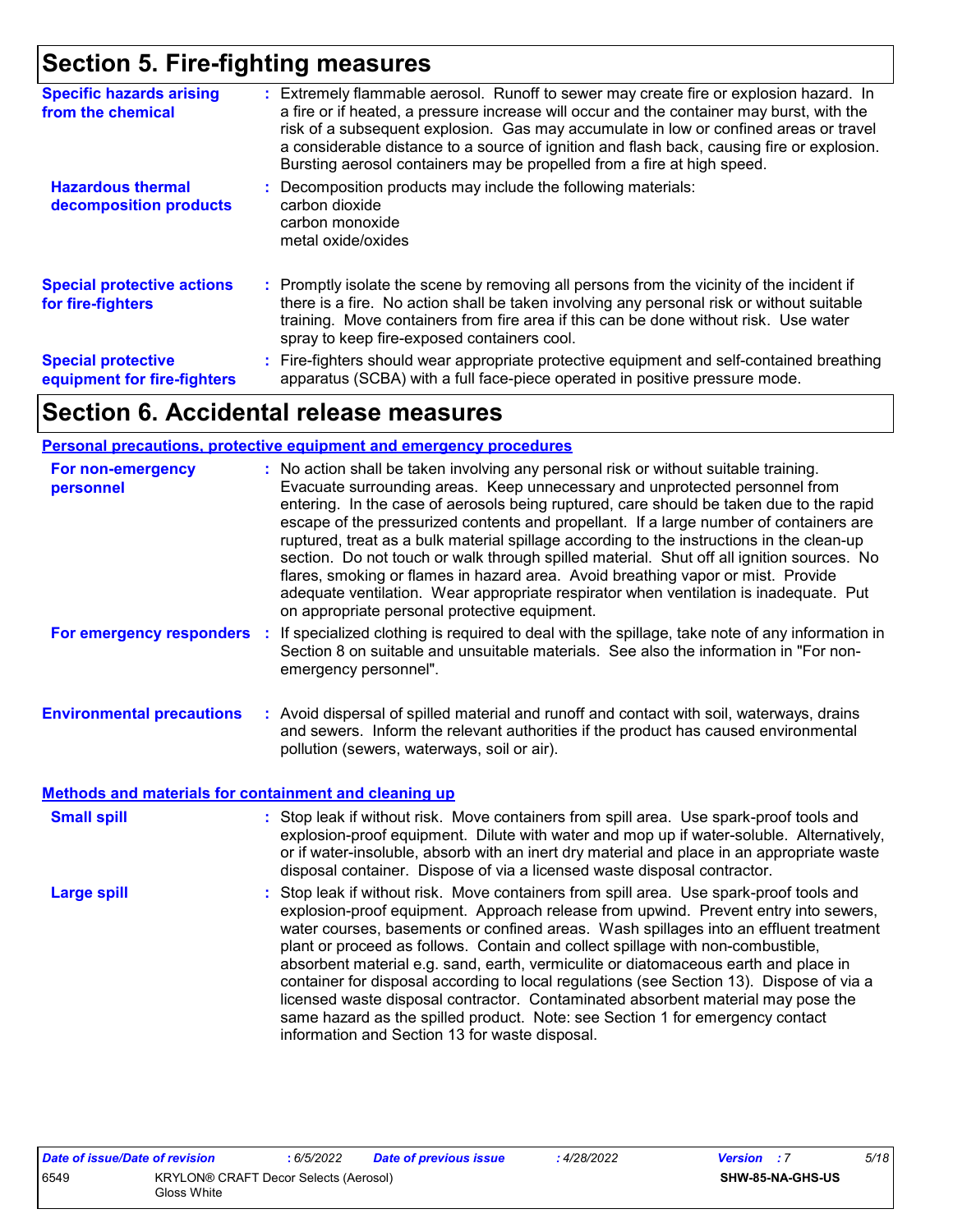# Section 5. Fire-fighting measures

**Specific hazards arising from the chemical** : Extremely flammable aerosol. Runoff to sewer may create fire or explosion hazard. In a fire or if heated, a pressure increase will occur and the container may burst, with the risk of a subsequent explosion. Gas may accumulate in low or confined areas or travel a considerable distance to a source of ignition and flash back, causing fire or explosion. Bursting aerosol containers may be propelled from a fire at high speed.

**Hazardous thermal decomposition products** : Decomposition products may include the following materials:
carbon dioxide
carbon monoxide
metal oxide/oxides

**Special protective actions for fire-fighters** : Promptly isolate the scene by removing all persons from the vicinity of the incident if there is a fire. No action shall be taken involving any personal risk or without suitable training. Move containers from fire area if this can be done without risk. Use water spray to keep fire-exposed containers cool.

**Special protective equipment for fire-fighters** : Fire-fighters should wear appropriate protective equipment and self-contained breathing apparatus (SCBA) with a full face-piece operated in positive pressure mode.

# Section 6. Accidental release measures

## Personal precautions, protective equipment and emergency procedures

**For non-emergency personnel** : No action shall be taken involving any personal risk or without suitable training. Evacuate surrounding areas. Keep unnecessary and unprotected personnel from entering. In the case of aerosols being ruptured, care should be taken due to the rapid escape of the pressurized contents and propellant. If a large number of containers are ruptured, treat as a bulk material spillage according to the instructions in the clean-up section. Do not touch or walk through spilled material. Shut off all ignition sources. No flares, smoking or flames in hazard area. Avoid breathing vapor or mist. Provide adequate ventilation. Wear appropriate respirator when ventilation is inadequate. Put on appropriate personal protective equipment.

**For emergency responders** : If specialized clothing is required to deal with the spillage, take note of any information in Section 8 on suitable and unsuitable materials. See also the information in "For non-emergency personnel".

**Environmental precautions** : Avoid dispersal of spilled material and runoff and contact with soil, waterways, drains and sewers. Inform the relevant authorities if the product has caused environmental pollution (sewers, waterways, soil or air).

## Methods and materials for containment and cleaning up

**Small spill** : Stop leak if without risk. Move containers from spill area. Use spark-proof tools and explosion-proof equipment. Dilute with water and mop up if water-soluble. Alternatively, or if water-insoluble, absorb with an inert dry material and place in an appropriate waste disposal container. Dispose of via a licensed waste disposal contractor.

**Large spill** : Stop leak if without risk. Move containers from spill area. Use spark-proof tools and explosion-proof equipment. Approach release from upwind. Prevent entry into sewers, water courses, basements or confined areas. Wash spillages into an effluent treatment plant or proceed as follows. Contain and collect spillage with non-combustible, absorbent material e.g. sand, earth, vermiculite or diatomaceous earth and place in container for disposal according to local regulations (see Section 13). Dispose of via a licensed waste disposal contractor. Contaminated absorbent material may pose the same hazard as the spilled product. Note: see Section 1 for emergency contact information and Section 13 for waste disposal.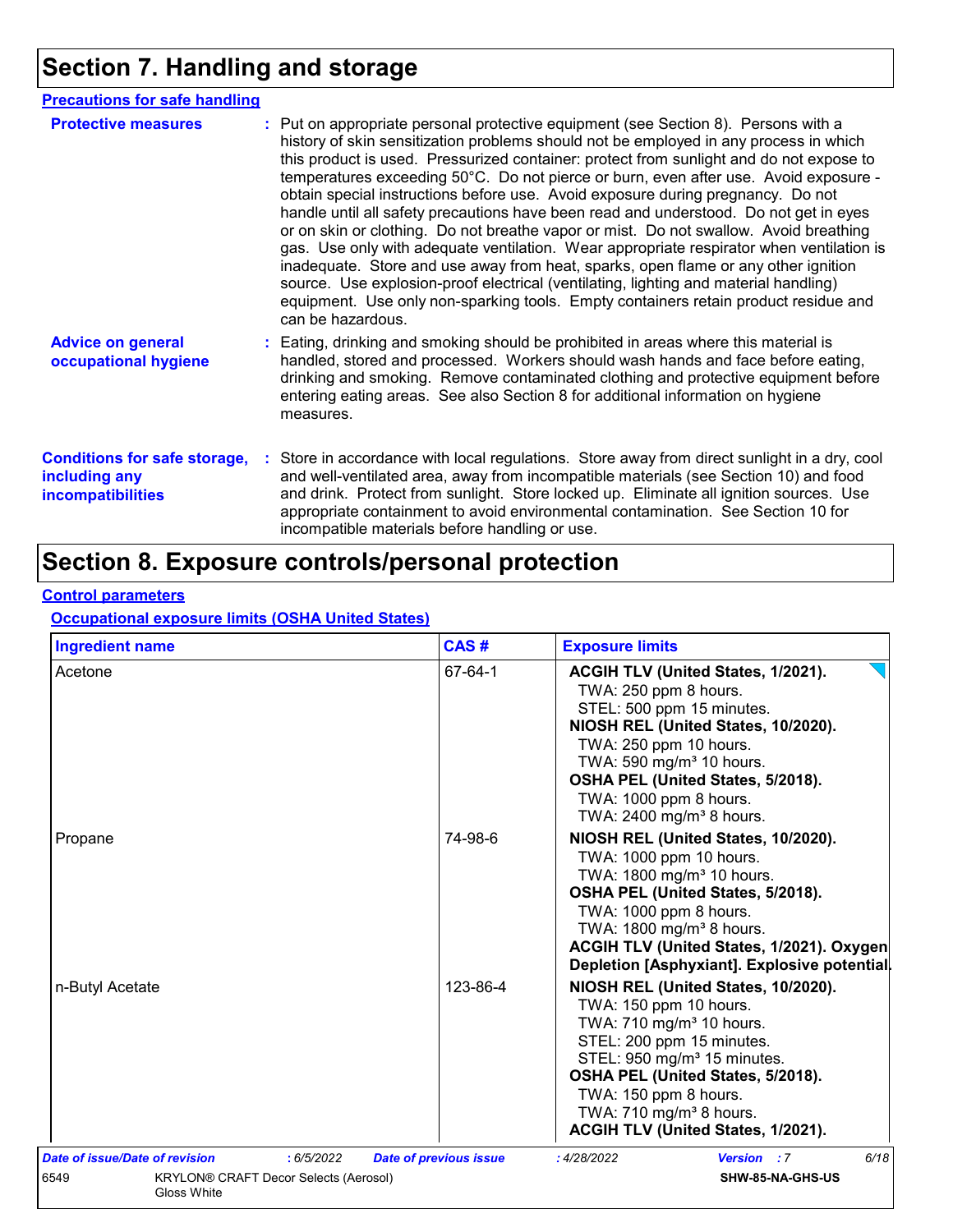# Section 7. Handling and storage

## Precautions for safe handling

**Protective measures** : Put on appropriate personal protective equipment (see Section 8). Persons with a history of skin sensitization problems should not be employed in any process in which this product is used. Pressurized container: protect from sunlight and do not expose to temperatures exceeding 50°C. Do not pierce or burn, even after use. Avoid exposure - obtain special instructions before use. Avoid exposure during pregnancy. Do not handle until all safety precautions have been read and understood. Do not get in eyes or on skin or clothing. Do not breathe vapor or mist. Do not swallow. Avoid breathing gas. Use only with adequate ventilation. Wear appropriate respirator when ventilation is inadequate. Store and use away from heat, sparks, open flame or any other ignition source. Use explosion-proof electrical (ventilating, lighting and material handling) equipment. Use only non-sparking tools. Empty containers retain product residue and can be hazardous.

**Advice on general occupational hygiene** : Eating, drinking and smoking should be prohibited in areas where this material is handled, stored and processed. Workers should wash hands and face before eating, drinking and smoking. Remove contaminated clothing and protective equipment before entering eating areas. See also Section 8 for additional information on hygiene measures.

**Conditions for safe storage, including any incompatibilities** : Store in accordance with local regulations. Store away from direct sunlight in a dry, cool and well-ventilated area, away from incompatible materials (see Section 10) and food and drink. Protect from sunlight. Store locked up. Eliminate all ignition sources. Use appropriate containment to avoid environmental contamination. See Section 10 for incompatible materials before handling or use.

# Section 8. Exposure controls/personal protection

## Control parameters

### Occupational exposure limits (OSHA United States)

| Ingredient name | CAS # | Exposure limits |
|---|---|---|
| Acetone | 67-64-1 | **ACGIH TLV (United States, 1/2021).**<br>TWA: 250 ppm 8 hours.<br>STEL: 500 ppm 15 minutes.<br>**NIOSH REL (United States, 10/2020).**<br>TWA: 250 ppm 10 hours.<br>TWA: 590 mg/m³ 10 hours.<br>**OSHA PEL (United States, 5/2018).**<br>TWA: 1000 ppm 8 hours.<br>TWA: 2400 mg/m³ 8 hours. |
| Propane | 74-98-6 | **NIOSH REL (United States, 10/2020).**<br>TWA: 1000 ppm 10 hours.<br>TWA: 1800 mg/m³ 10 hours.<br>**OSHA PEL (United States, 5/2018).**<br>TWA: 1000 ppm 8 hours.<br>TWA: 1800 mg/m³ 8 hours.<br>**ACGIH TLV (United States, 1/2021). Oxygen Depletion [Asphyxiant]. Explosive potential.** |
| n-Butyl Acetate | 123-86-4 | **NIOSH REL (United States, 10/2020).**<br>TWA: 150 ppm 10 hours.<br>TWA: 710 mg/m³ 10 hours.<br>STEL: 200 ppm 15 minutes.<br>STEL: 950 mg/m³ 15 minutes.<br>**OSHA PEL (United States, 5/2018).**<br>TWA: 150 ppm 8 hours.<br>TWA: 710 mg/m³ 8 hours.<br>**ACGIH TLV (United States, 1/2021).** |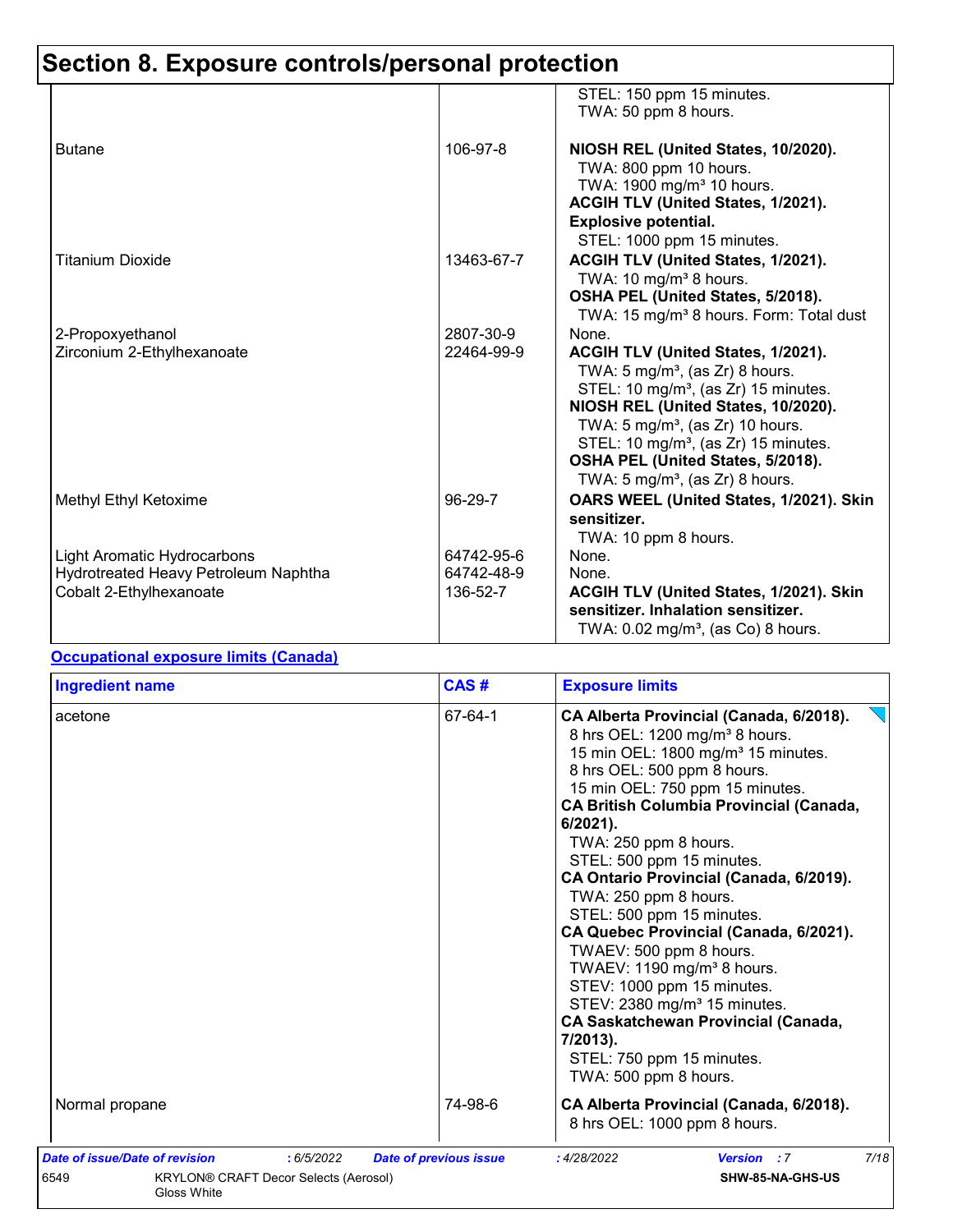# Section 8. Exposure controls/personal protection

| | | |
|---|---|---|
| | | STEL: 150 ppm 15 minutes.<br>TWA: 50 ppm 8 hours. |
| Butane | 106-97-8 | **NIOSH REL (United States, 10/2020).**<br>TWA: 800 ppm 10 hours.<br>TWA: 1900 mg/m³ 10 hours.<br>**ACGIH TLV (United States, 1/2021). Explosive potential.**<br>STEL: 1000 ppm 15 minutes. |
| Titanium Dioxide | 13463-67-7 | **ACGIH TLV (United States, 1/2021).**<br>TWA: 10 mg/m³ 8 hours.<br>**OSHA PEL (United States, 5/2018).**<br>TWA: 15 mg/m³ 8 hours. Form: Total dust |
| 2-Propoxyethanol | 2807-30-9 | None. |
| Zirconium 2-Ethylhexanoate | 22464-99-9 | **ACGIH TLV (United States, 1/2021).**<br>TWA: 5 mg/m³, (as Zr) 8 hours.<br>STEL: 10 mg/m³, (as Zr) 15 minutes.<br>**NIOSH REL (United States, 10/2020).**<br>TWA: 5 mg/m³, (as Zr) 10 hours.<br>STEL: 10 mg/m³, (as Zr) 15 minutes.<br>**OSHA PEL (United States, 5/2018).**<br>TWA: 5 mg/m³, (as Zr) 8 hours. |
| Methyl Ethyl Ketoxime | 96-29-7 | **OARS WEEL (United States, 1/2021). Skin sensitizer.**<br>TWA: 10 ppm 8 hours. |
| Light Aromatic Hydrocarbons | 64742-95-6 | None. |
| Hydrotreated Heavy Petroleum Naphtha | 64742-48-9 | None. |
| Cobalt 2-Ethylhexanoate | 136-52-7 | **ACGIH TLV (United States, 1/2021). Skin sensitizer. Inhalation sensitizer.**<br>TWA: 0.02 mg/m³, (as Co) 8 hours. |

**Occupational exposure limits (Canada)**

| Ingredient name | CAS # | Exposure limits |
|---|---|---|
| acetone | 67-64-1 | **CA Alberta Provincial (Canada, 6/2018).**<br>8 hrs OEL: 1200 mg/m³ 8 hours.<br>15 min OEL: 1800 mg/m³ 15 minutes.<br>8 hrs OEL: 500 ppm 8 hours.<br>15 min OEL: 750 ppm 15 minutes.<br>**CA British Columbia Provincial (Canada, 6/2021).**<br>TWA: 250 ppm 8 hours.<br>STEL: 500 ppm 15 minutes.<br>**CA Ontario Provincial (Canada, 6/2019).**<br>TWA: 250 ppm 8 hours.<br>STEL: 500 ppm 15 minutes.<br>**CA Quebec Provincial (Canada, 6/2021).**<br>TWAEV: 500 ppm 8 hours.<br>TWAEV: 1190 mg/m³ 8 hours.<br>STEV: 1000 ppm 15 minutes.<br>STEV: 2380 mg/m³ 15 minutes.<br>**CA Saskatchewan Provincial (Canada, 7/2013).**<br>STEL: 750 ppm 15 minutes.<br>TWA: 500 ppm 8 hours. |
| Normal propane | 74-98-6 | **CA Alberta Provincial (Canada, 6/2018).**<br>8 hrs OEL: 1000 ppm 8 hours. |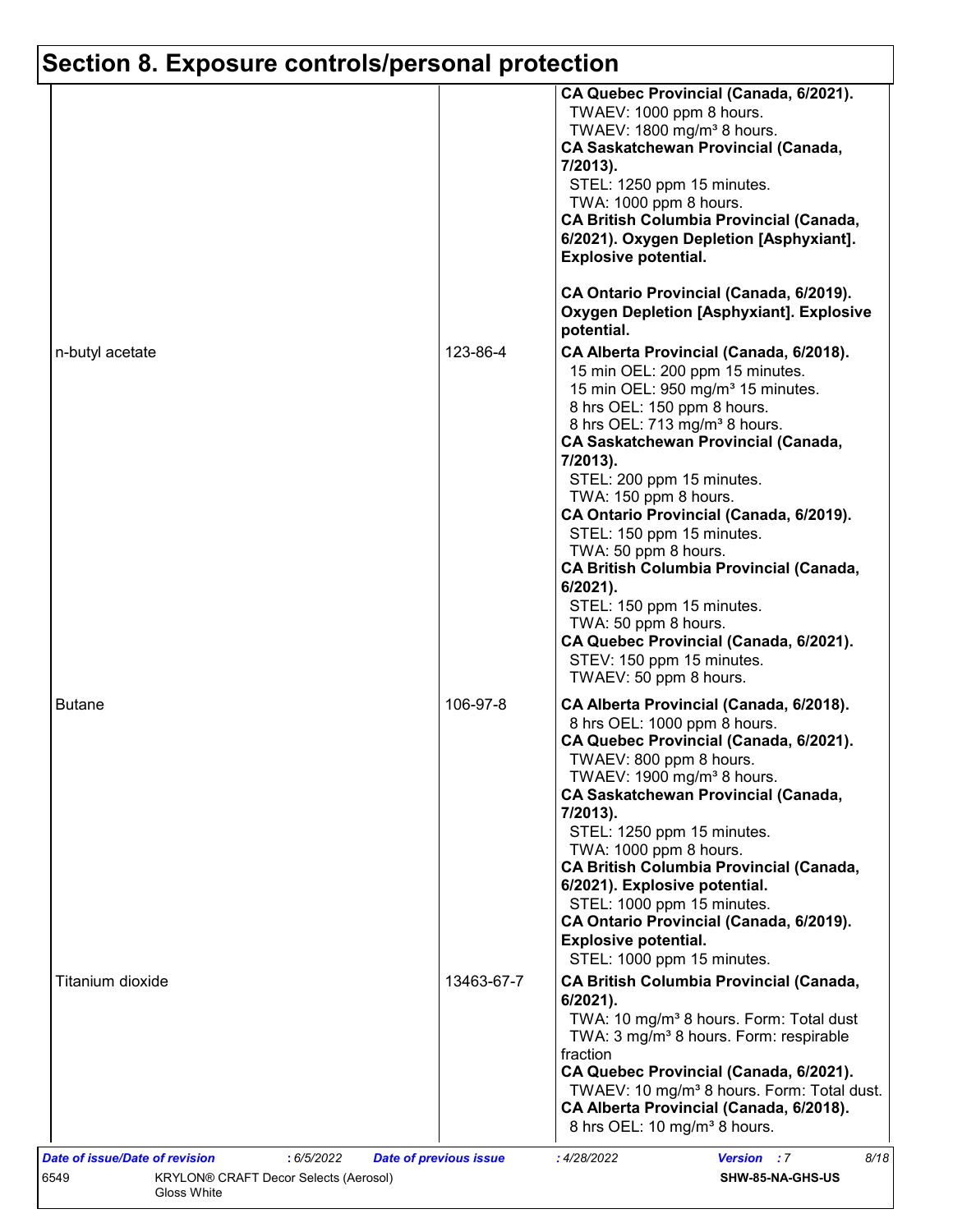# Section 8. Exposure controls/personal protection

| | | |
|---|---|---|
| | | **CA Quebec Provincial (Canada, 6/2021).**<br>TWAEV: 1000 ppm 8 hours.<br>TWAEV: 1800 mg/m³ 8 hours.<br>**CA Saskatchewan Provincial (Canada, 7/2013).**<br>STEL: 1250 ppm 15 minutes.<br>TWA: 1000 ppm 8 hours.<br>**CA British Columbia Provincial (Canada, 6/2021). Oxygen Depletion [Asphyxiant]. Explosive potential.**<br><br>**CA Ontario Provincial (Canada, 6/2019). Oxygen Depletion [Asphyxiant]. Explosive potential.** |
| n-butyl acetate | 123-86-4 | **CA Alberta Provincial (Canada, 6/2018).**<br>15 min OEL: 200 ppm 15 minutes.<br>15 min OEL: 950 mg/m³ 15 minutes.<br>8 hrs OEL: 150 ppm 8 hours.<br>8 hrs OEL: 713 mg/m³ 8 hours.<br>**CA Saskatchewan Provincial (Canada, 7/2013).**<br>STEL: 200 ppm 15 minutes.<br>TWA: 150 ppm 8 hours.<br>**CA Ontario Provincial (Canada, 6/2019).**<br>STEL: 150 ppm 15 minutes.<br>TWA: 50 ppm 8 hours.<br>**CA British Columbia Provincial (Canada, 6/2021).**<br>STEL: 150 ppm 15 minutes.<br>TWA: 50 ppm 8 hours.<br>**CA Quebec Provincial (Canada, 6/2021).**<br>STEV: 150 ppm 15 minutes.<br>TWAEV: 50 ppm 8 hours. |
| Butane | 106-97-8 | **CA Alberta Provincial (Canada, 6/2018).**<br>8 hrs OEL: 1000 ppm 8 hours.<br>**CA Quebec Provincial (Canada, 6/2021).**<br>TWAEV: 800 ppm 8 hours.<br>TWAEV: 1900 mg/m³ 8 hours.<br>**CA Saskatchewan Provincial (Canada, 7/2013).**<br>STEL: 1250 ppm 15 minutes.<br>TWA: 1000 ppm 8 hours.<br>**CA British Columbia Provincial (Canada, 6/2021). Explosive potential.**<br>STEL: 1000 ppm 15 minutes.<br>**CA Ontario Provincial (Canada, 6/2019). Explosive potential.**<br>STEL: 1000 ppm 15 minutes. |
| Titanium dioxide | 13463-67-7 | **CA British Columbia Provincial (Canada, 6/2021).**<br>TWA: 10 mg/m³ 8 hours. Form: Total dust<br>TWA: 3 mg/m³ 8 hours. Form: respirable fraction<br>**CA Quebec Provincial (Canada, 6/2021).**<br>TWAEV: 10 mg/m³ 8 hours. Form: Total dust.<br>**CA Alberta Provincial (Canada, 6/2018).**<br>8 hrs OEL: 10 mg/m³ 8 hours. |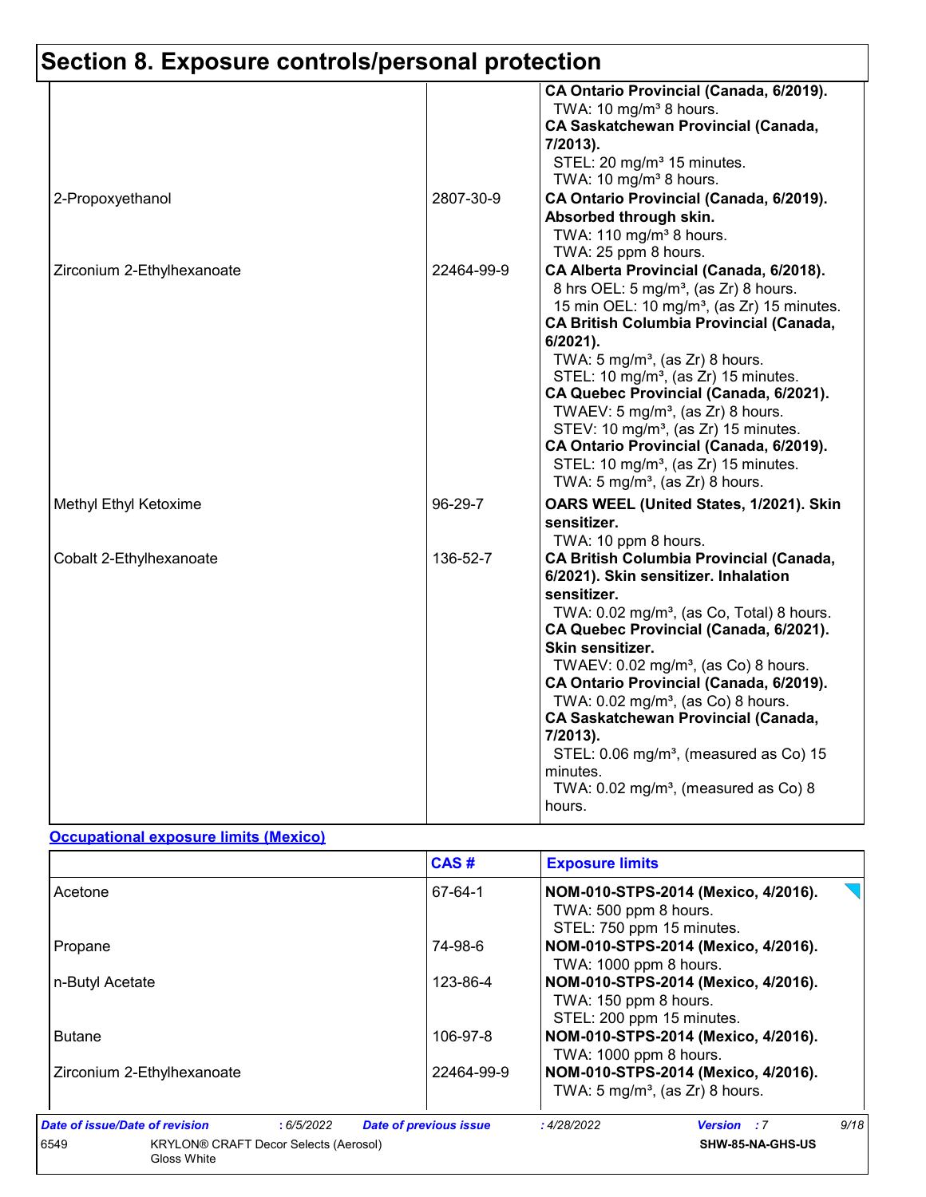# Section 8. Exposure controls/personal protection

| | | |
|---|---|---|
| | | **CA Ontario Provincial (Canada, 6/2019).** TWA: 10 mg/m³ 8 hours. **CA Saskatchewan Provincial (Canada, 7/2013).** STEL: 20 mg/m³ 15 minutes. TWA: 10 mg/m³ 8 hours. |
| 2-Propoxyethanol | 2807-30-9 | **CA Ontario Provincial (Canada, 6/2019). Absorbed through skin.** TWA: 110 mg/m³ 8 hours. TWA: 25 ppm 8 hours. |
| Zirconium 2-Ethylhexanoate | 22464-99-9 | **CA Alberta Provincial (Canada, 6/2018).** 8 hrs OEL: 5 mg/m³, (as Zr) 8 hours. 15 min OEL: 10 mg/m³, (as Zr) 15 minutes. **CA British Columbia Provincial (Canada, 6/2021).** TWA: 5 mg/m³, (as Zr) 8 hours. STEL: 10 mg/m³, (as Zr) 15 minutes. **CA Quebec Provincial (Canada, 6/2021).** TWAEV: 5 mg/m³, (as Zr) 8 hours. STEV: 10 mg/m³, (as Zr) 15 minutes. **CA Ontario Provincial (Canada, 6/2019).** STEL: 10 mg/m³, (as Zr) 15 minutes. TWA: 5 mg/m³, (as Zr) 8 hours. |
| Methyl Ethyl Ketoxime | 96-29-7 | **OARS WEEL (United States, 1/2021). Skin sensitizer.** TWA: 10 ppm 8 hours. |
| Cobalt 2-Ethylhexanoate | 136-52-7 | **CA British Columbia Provincial (Canada, 6/2021). Skin sensitizer. Inhalation sensitizer.** TWA: 0.02 mg/m³, (as Co, Total) 8 hours. **CA Quebec Provincial (Canada, 6/2021). Skin sensitizer.** TWAEV: 0.02 mg/m³, (as Co) 8 hours. **CA Ontario Provincial (Canada, 6/2019).** TWA: 0.02 mg/m³, (as Co) 8 hours. **CA Saskatchewan Provincial (Canada, 7/2013).** STEL: 0.06 mg/m³, (measured as Co) 15 minutes. TWA: 0.02 mg/m³, (measured as Co) 8 hours. |

**Occupational exposure limits (Mexico)**

| | CAS # | Exposure limits |
|---|---|---|
| Acetone | 67-64-1 | **NOM-010-STPS-2014 (Mexico, 4/2016).** TWA: 500 ppm 8 hours. STEL: 750 ppm 15 minutes. |
| Propane | 74-98-6 | **NOM-010-STPS-2014 (Mexico, 4/2016).** TWA: 1000 ppm 8 hours. |
| n-Butyl Acetate | 123-86-4 | **NOM-010-STPS-2014 (Mexico, 4/2016).** TWA: 150 ppm 8 hours. STEL: 200 ppm 15 minutes. |
| Butane | 106-97-8 | **NOM-010-STPS-2014 (Mexico, 4/2016).** TWA: 1000 ppm 8 hours. |
| Zirconium 2-Ethylhexanoate | 22464-99-9 | **NOM-010-STPS-2014 (Mexico, 4/2016).** TWA: 5 mg/m³, (as Zr) 8 hours. |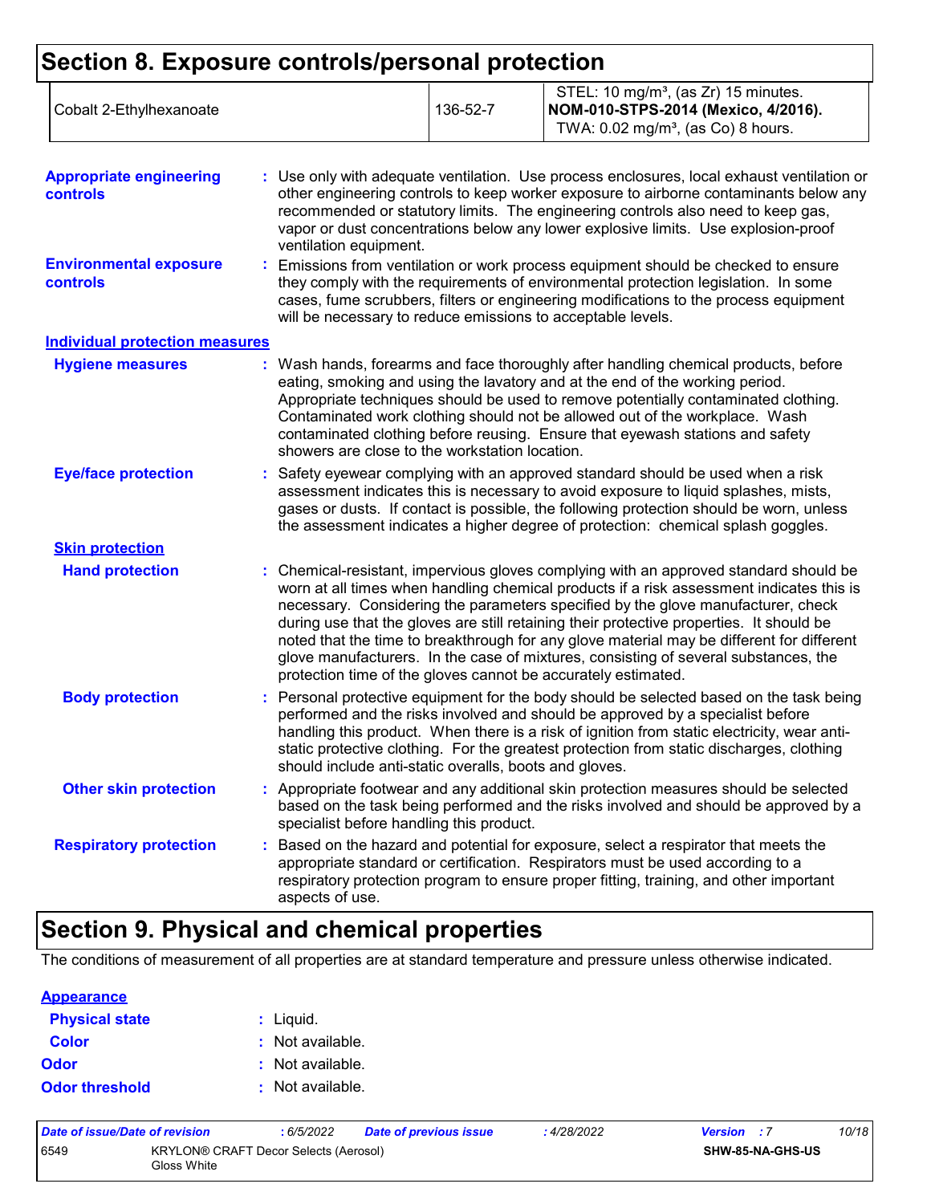# Section 8. Exposure controls/personal protection

| | | |
|---|---|---|
| Cobalt 2-Ethylhexanoate | 136-52-7 | STEL: 10 mg/m³, (as Zr) 15 minutes.<br>**NOM-010-STPS-2014 (Mexico, 4/2016).**<br>TWA: 0.02 mg/m³, (as Co) 8 hours. |

**Appropriate engineering controls** : Use only with adequate ventilation. Use process enclosures, local exhaust ventilation or other engineering controls to keep worker exposure to airborne contaminants below any recommended or statutory limits. The engineering controls also need to keep gas, vapor or dust concentrations below any lower explosive limits. Use explosion-proof ventilation equipment.

**Environmental exposure controls** : Emissions from ventilation or work process equipment should be checked to ensure they comply with the requirements of environmental protection legislation. In some cases, fume scrubbers, filters or engineering modifications to the process equipment will be necessary to reduce emissions to acceptable levels.

## Individual protection measures

**Hygiene measures** : Wash hands, forearms and face thoroughly after handling chemical products, before eating, smoking and using the lavatory and at the end of the working period. Appropriate techniques should be used to remove potentially contaminated clothing. Contaminated work clothing should not be allowed out of the workplace. Wash contaminated clothing before reusing. Ensure that eyewash stations and safety showers are close to the workstation location.

**Eye/face protection** : Safety eyewear complying with an approved standard should be used when a risk assessment indicates this is necessary to avoid exposure to liquid splashes, mists, gases or dusts. If contact is possible, the following protection should be worn, unless the assessment indicates a higher degree of protection: chemical splash goggles.

### Skin protection

**Hand protection** : Chemical-resistant, impervious gloves complying with an approved standard should be worn at all times when handling chemical products if a risk assessment indicates this is necessary. Considering the parameters specified by the glove manufacturer, check during use that the gloves are still retaining their protective properties. It should be noted that the time to breakthrough for any glove material may be different for different glove manufacturers. In the case of mixtures, consisting of several substances, the protection time of the gloves cannot be accurately estimated.

**Body protection** : Personal protective equipment for the body should be selected based on the task being performed and the risks involved and should be approved by a specialist before handling this product. When there is a risk of ignition from static electricity, wear anti-static protective clothing. For the greatest protection from static discharges, clothing should include anti-static overalls, boots and gloves.

**Other skin protection** : Appropriate footwear and any additional skin protection measures should be selected based on the task being performed and the risks involved and should be approved by a specialist before handling this product.

**Respiratory protection** : Based on the hazard and potential for exposure, select a respirator that meets the appropriate standard or certification. Respirators must be used according to a respiratory protection program to ensure proper fitting, training, and other important aspects of use.

# Section 9. Physical and chemical properties

The conditions of measurement of all properties are at standard temperature and pressure unless otherwise indicated.

## Appearance

**Physical state** : Liquid.

**Color** : Not available.

**Odor** : Not available.

**Odor threshold** : Not available.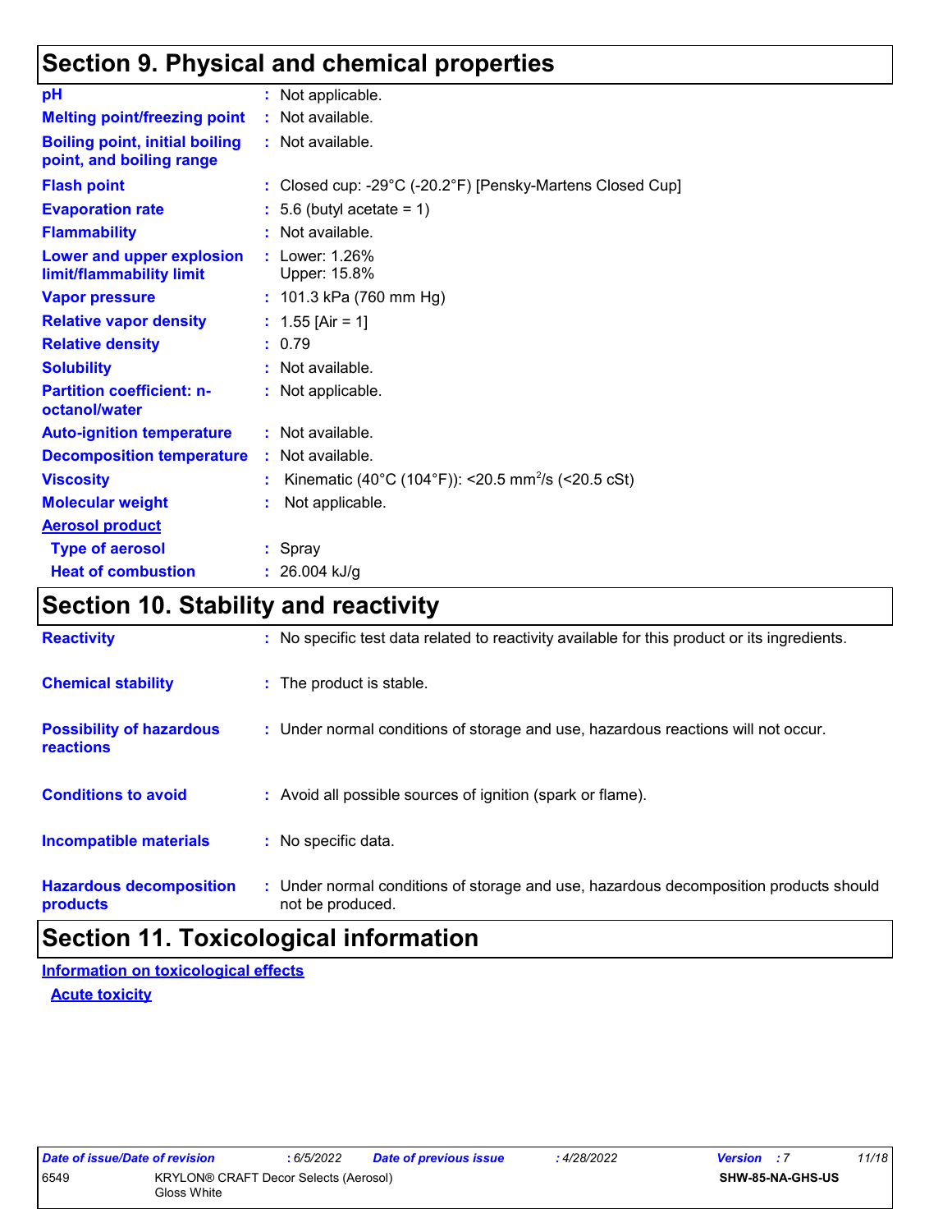## Section 9. Physical and chemical properties

| | |
|---|---|
| **pH** | : Not applicable. |
| **Melting point/freezing point** | : Not available. |
| **Boiling point, initial boiling point, and boiling range** | : Not available. |
| **Flash point** | : Closed cup: -29°C (-20.2°F) [Pensky-Martens Closed Cup] |
| **Evaporation rate** | : 5.6 (butyl acetate = 1) |
| **Flammability** | : Not available. |
| **Lower and upper explosion limit/flammability limit** | : Lower: 1.26%<br>Upper: 15.8% |
| **Vapor pressure** | : 101.3 kPa (760 mm Hg) |
| **Relative vapor density** | : 1.55 [Air = 1] |
| **Relative density** | : 0.79 |
| **Solubility** | : Not available. |
| **Partition coefficient: n-octanol/water** | : Not applicable. |
| **Auto-ignition temperature** | : Not available. |
| **Decomposition temperature** | : Not available. |
| **Viscosity** | : Kinematic (40°C (104°F)): <20.5 $mm^2/s$ (<20.5 cSt) |
| **Molecular weight** | : Not applicable. |

**Aerosol product**

| | |
|---|---|
| **Type of aerosol** | : Spray |
| **Heat of combustion** | : 26.004 kJ/g |

## Section 10. Stability and reactivity

| | |
|---|---|
| **Reactivity** | : No specific test data related to reactivity available for this product or its ingredients. |
| **Chemical stability** | : The product is stable. |
| **Possibility of hazardous reactions** | : Under normal conditions of storage and use, hazardous reactions will not occur. |
| **Conditions to avoid** | : Avoid all possible sources of ignition (spark or flame). |
| **Incompatible materials** | : No specific data. |
| **Hazardous decomposition products** | : Under normal conditions of storage and use, hazardous decomposition products should not be produced. |

## Section 11. Toxicological information

**Information on toxicological effects**

**Acute toxicity**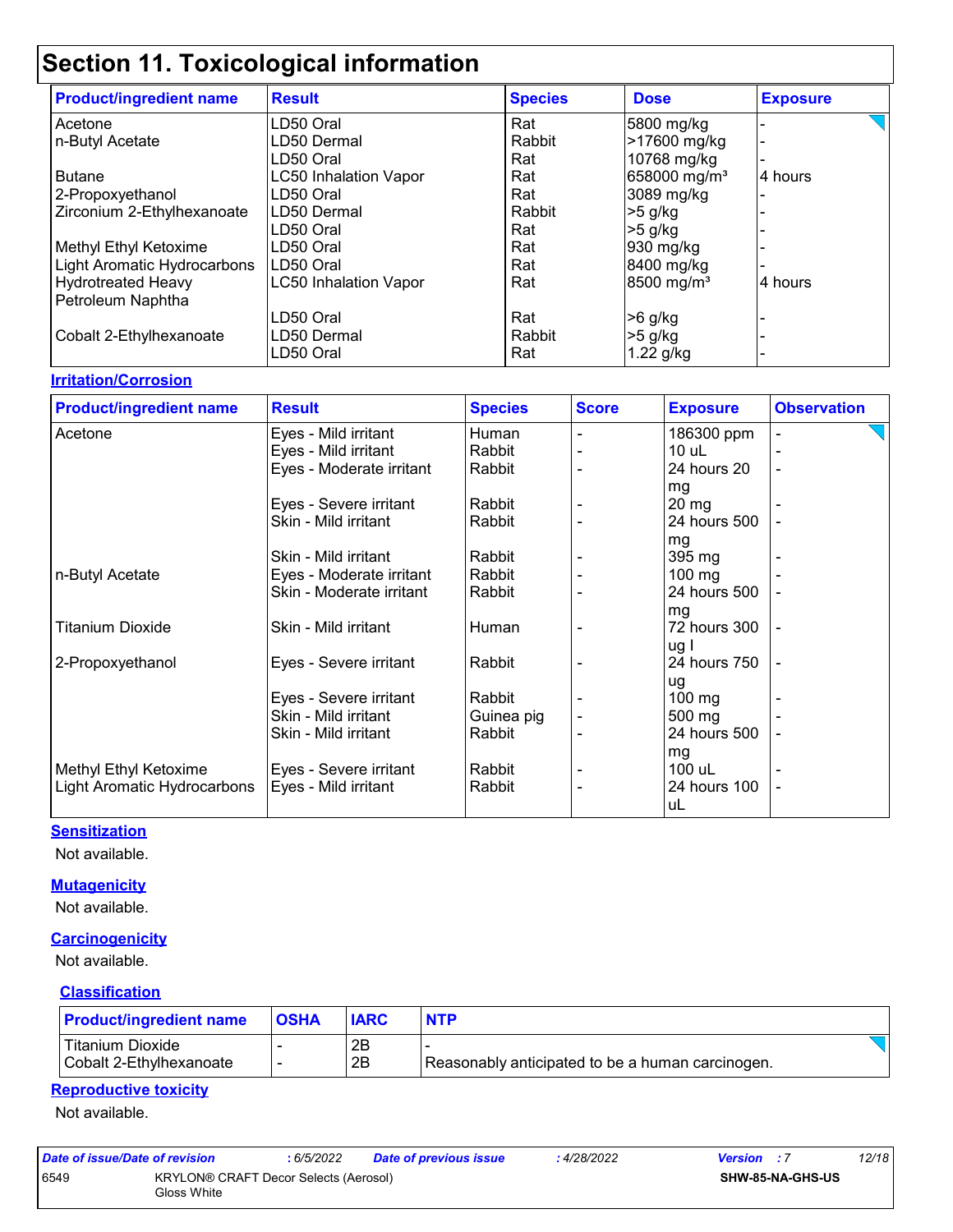# Section 11. Toxicological information

| Product/ingredient name | Result | Species | Dose | Exposure |
|---|---|---|---|---|
| Acetone | LD50 Oral | Rat | 5800 mg/kg | - |
| n-Butyl Acetate | LD50 Dermal | Rabbit | >17600 mg/kg | - |
| | LD50 Oral | Rat | 10768 mg/kg | - |
| Butane | LC50 Inhalation Vapor | Rat | 658000 mg/m³ | 4 hours |
| 2-Propoxyethanol | LD50 Oral | Rat | 3089 mg/kg | - |
| Zirconium 2-Ethylhexanoate | LD50 Dermal | Rabbit | >5 g/kg | - |
| | LD50 Oral | Rat | >5 g/kg | - |
| Methyl Ethyl Ketoxime | LD50 Oral | Rat | 930 mg/kg | - |
| Light Aromatic Hydrocarbons | LD50 Oral | Rat | 8400 mg/kg | - |
| Hydrotreated Heavy Petroleum Naphtha | LC50 Inhalation Vapor | Rat | 8500 mg/m³ | 4 hours |
| | LD50 Oral | Rat | >6 g/kg | - |
| Cobalt 2-Ethylhexanoate | LD50 Dermal | Rabbit | >5 g/kg | - |
| | LD50 Oral | Rat | 1.22 g/kg | - |

**Irritation/Corrosion**

| Product/ingredient name | Result | Species | Score | Exposure | Observation |
|---|---|---|---|---|---|
| Acetone | Eyes - Mild irritant | Human | - | 186300 ppm | - |
| | Eyes - Mild irritant | Rabbit | - | 10 uL | - |
| | Eyes - Moderate irritant | Rabbit | - | 24 hours 20 mg | - |
| | Eyes - Severe irritant | Rabbit | - | 20 mg | - |
| | Skin - Mild irritant | Rabbit | - | 24 hours 500 mg | - |
| | Skin - Mild irritant | Rabbit | - | 395 mg | - |
| n-Butyl Acetate | Eyes - Moderate irritant | Rabbit | - | 100 mg | - |
| | Skin - Moderate irritant | Rabbit | - | 24 hours 500 mg | - |
| Titanium Dioxide | Skin - Mild irritant | Human | - | 72 hours 300 ug I | - |
| 2-Propoxyethanol | Eyes - Severe irritant | Rabbit | - | 24 hours 750 ug | - |
| | Eyes - Severe irritant | Rabbit | - | 100 mg | - |
| | Skin - Mild irritant | Guinea pig | - | 500 mg | - |
| | Skin - Mild irritant | Rabbit | - | 24 hours 500 mg | - |
| Methyl Ethyl Ketoxime | Eyes - Severe irritant | Rabbit | - | 100 uL | - |
| Light Aromatic Hydrocarbons | Eyes - Mild irritant | Rabbit | - | 24 hours 100 uL | - |

**Sensitization**

Not available.

**Mutagenicity**

Not available.

**Carcinogenicity**

Not available.

**Classification**

| Product/ingredient name | OSHA | IARC | NTP |
|---|---|---|---|
| Titanium Dioxide | - | 2B | - |
| Cobalt 2-Ethylhexanoate | - | 2B | Reasonably anticipated to be a human carcinogen. |

**Reproductive toxicity**

Not available.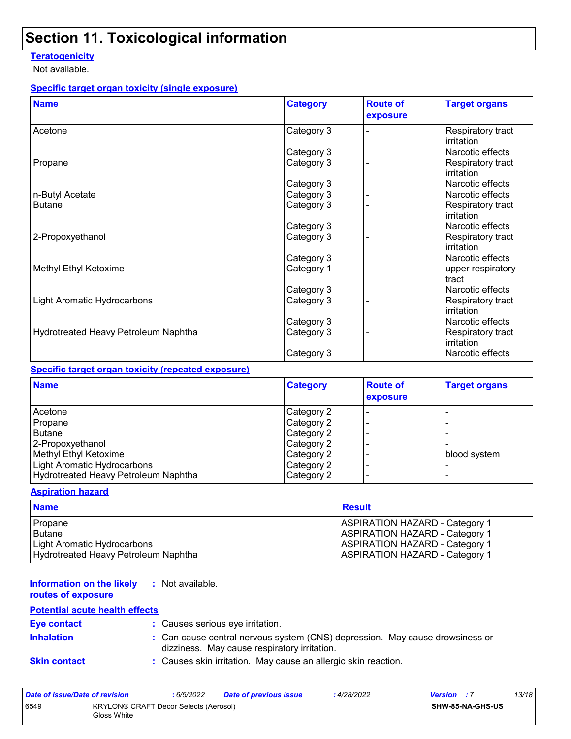# Section 11. Toxicological information

**Teratogenicity**

Not available.

**Specific target organ toxicity (single exposure)**

| Name | Category | Route of exposure | Target organs |
|---|---|---|---|
| Acetone | Category 3 | - | Respiratory tract irritation |
| | Category 3 | | Narcotic effects |
| Propane | Category 3 | - | Respiratory tract irritation |
| | Category 3 | | Narcotic effects |
| n-Butyl Acetate | Category 3 | - | Narcotic effects |
| Butane | Category 3 | - | Respiratory tract irritation |
| | Category 3 | | Narcotic effects |
| 2-Propoxyethanol | Category 3 | - | Respiratory tract irritation |
| | Category 3 | | Narcotic effects |
| Methyl Ethyl Ketoxime | Category 1 | - | upper respiratory tract |
| | Category 3 | | Narcotic effects |
| Light Aromatic Hydrocarbons | Category 3 | - | Respiratory tract irritation |
| | Category 3 | | Narcotic effects |
| Hydrotreated Heavy Petroleum Naphtha | Category 3 | - | Respiratory tract irritation |
| | Category 3 | | Narcotic effects |

**Specific target organ toxicity (repeated exposure)**

| Name | Category | Route of exposure | Target organs |
|---|---|---|---|
| Acetone | Category 2 | - | - |
| Propane | Category 2 | - | - |
| Butane | Category 2 | - | - |
| 2-Propoxyethanol | Category 2 | - | - |
| Methyl Ethyl Ketoxime | Category 2 | - | blood system |
| Light Aromatic Hydrocarbons | Category 2 | - | - |
| Hydrotreated Heavy Petroleum Naphtha | Category 2 | - | - |

**Aspiration hazard**

| Name | Result |
|---|---|
| Propane | ASPIRATION HAZARD - Category 1 |
| Butane | ASPIRATION HAZARD - Category 1 |
| Light Aromatic Hydrocarbons | ASPIRATION HAZARD - Category 1 |
| Hydrotreated Heavy Petroleum Naphtha | ASPIRATION HAZARD - Category 1 |

**Information on the likely routes of exposure** : Not available.

**Potential acute health effects**

**Eye contact** : Causes serious eye irritation.

**Inhalation** : Can cause central nervous system (CNS) depression. May cause drowsiness or dizziness. May cause respiratory irritation.

**Skin contact** : Causes skin irritation. May cause an allergic skin reaction.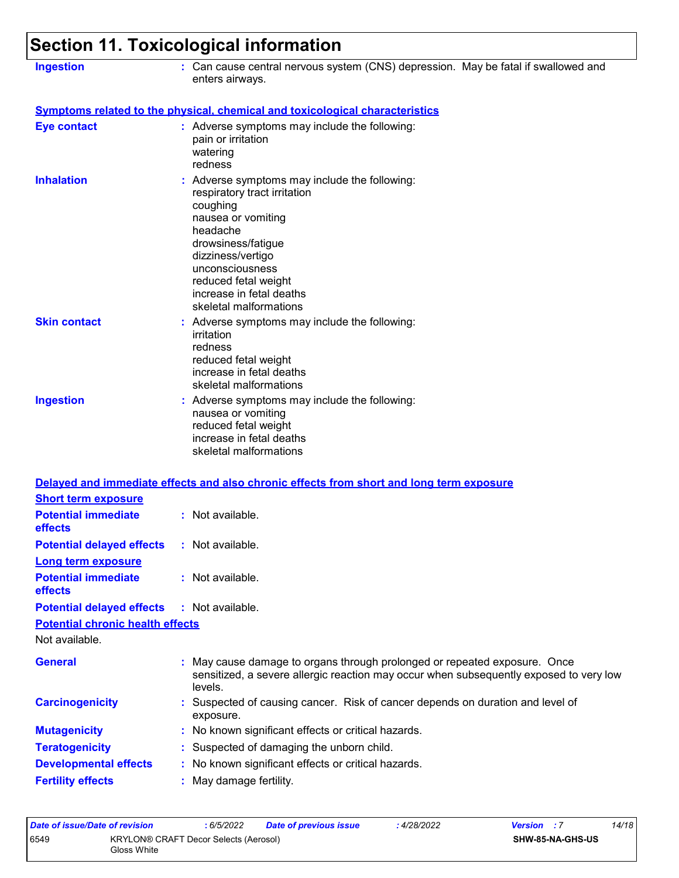# Section 11. Toxicological information

**Ingestion** : Can cause central nervous system (CNS) depression. May be fatal if swallowed and enters airways.

## Symptoms related to the physical, chemical and toxicological characteristics

**Eye contact** : Adverse symptoms may include the following:
pain or irritation
watering
redness

**Inhalation** : Adverse symptoms may include the following:
respiratory tract irritation
coughing
nausea or vomiting
headache
drowsiness/fatigue
dizziness/vertigo
unconsciousness
reduced fetal weight
increase in fetal deaths
skeletal malformations

**Skin contact** : Adverse symptoms may include the following:
irritation
redness
reduced fetal weight
increase in fetal deaths
skeletal malformations

**Ingestion** : Adverse symptoms may include the following:
nausea or vomiting
reduced fetal weight
increase in fetal deaths
skeletal malformations

## Delayed and immediate effects and also chronic effects from short and long term exposure

### Short term exposure

**Potential immediate effects** : Not available.

**Potential delayed effects** : Not available.

### Long term exposure

**Potential immediate effects** : Not available.

**Potential delayed effects** : Not available.

### Potential chronic health effects

Not available.

**General** : May cause damage to organs through prolonged or repeated exposure. Once sensitized, a severe allergic reaction may occur when subsequently exposed to very low levels.

**Carcinogenicity** : Suspected of causing cancer. Risk of cancer depends on duration and level of exposure.

**Mutagenicity** : No known significant effects or critical hazards.

**Teratogenicity** : Suspected of damaging the unborn child.

**Developmental effects** : No known significant effects or critical hazards.

**Fertility effects** : May damage fertility.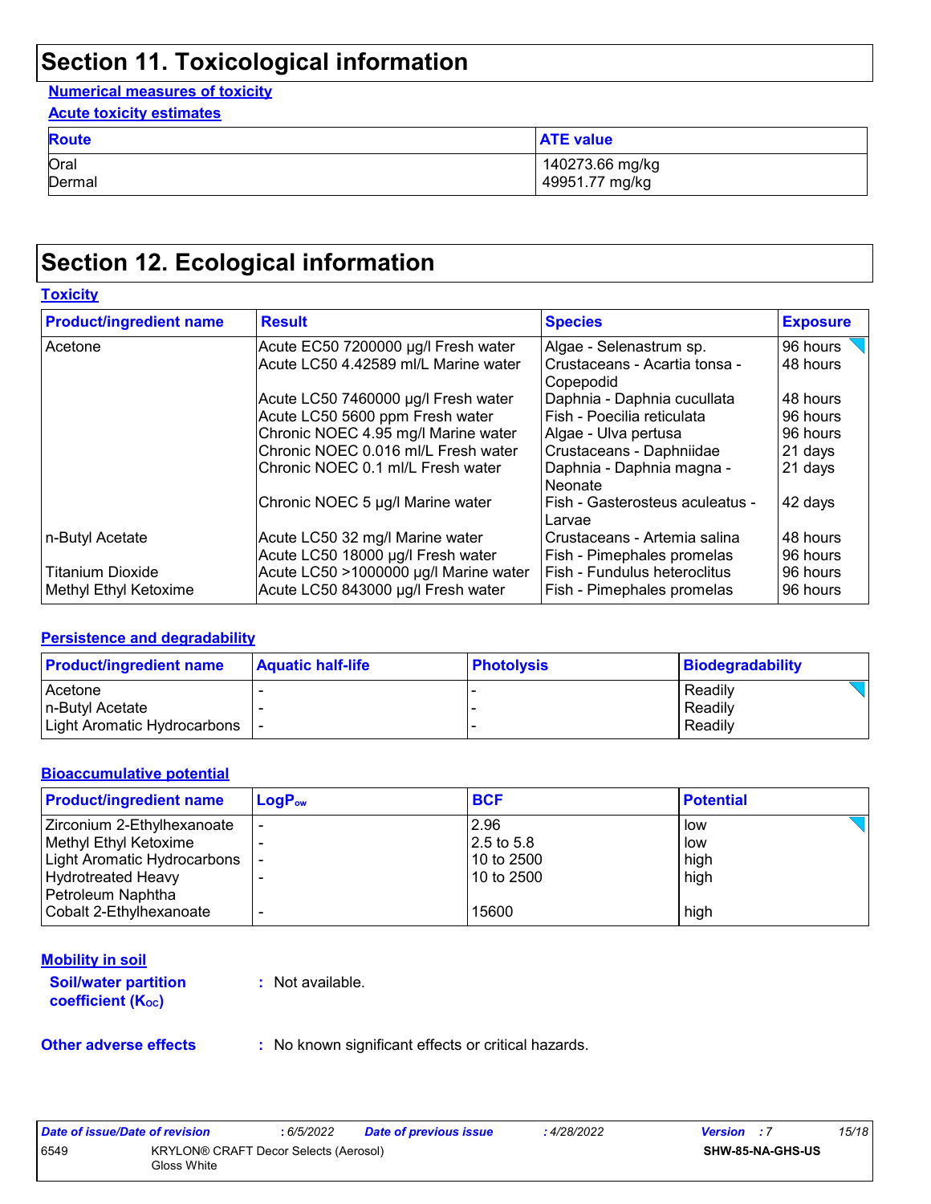# Section 11. Toxicological information

**Numerical measures of toxicity**

**Acute toxicity estimates**

| Route | ATE value |
|---|---|
| Oral | 140273.66 mg/kg |
| Dermal | 49951.77 mg/kg |

# Section 12. Ecological information

## Toxicity

| Product/ingredient name | Result | Species | Exposure |
|---|---|---|---|
| Acetone | Acute EC50 7200000 µg/l Fresh water | Algae - Selenastrum sp. | 96 hours |
| | Acute LC50 4.42589 ml/L Marine water | Crustaceans - Acartia tonsa - Copepodid | 48 hours |
| | Acute LC50 7460000 µg/l Fresh water | Daphnia - Daphnia cucullata | 48 hours |
| | Acute LC50 5600 ppm Fresh water | Fish - Poecilia reticulata | 96 hours |
| | Chronic NOEC 4.95 mg/l Marine water | Algae - Ulva pertusa | 96 hours |
| | Chronic NOEC 0.016 ml/L Fresh water | Crustaceans - Daphniidae | 21 days |
| | Chronic NOEC 0.1 ml/L Fresh water | Daphnia - Daphnia magna - Neonate | 21 days |
| | Chronic NOEC 5 µg/l Marine water | Fish - Gasterosteus aculeatus - Larvae | 42 days |
| n-Butyl Acetate | Acute LC50 32 mg/l Marine water | Crustaceans - Artemia salina | 48 hours |
| | Acute LC50 18000 µg/l Fresh water | Fish - Pimephales promelas | 96 hours |
| Titanium Dioxide | Acute LC50 >1000000 µg/l Marine water | Fish - Fundulus heteroclitus | 96 hours |
| Methyl Ethyl Ketoxime | Acute LC50 843000 µg/l Fresh water | Fish - Pimephales promelas | 96 hours |

## Persistence and degradability

| Product/ingredient name | Aquatic half-life | Photolysis | Biodegradability |
|---|---|---|---|
| Acetone | - | - | Readily |
| n-Butyl Acetate | - | - | Readily |
| Light Aromatic Hydrocarbons | - | - | Readily |

## Bioaccumulative potential

| Product/ingredient name | $LogP_{ow}$ | BCF | Potential |
|---|---|---|---|
| Zirconium 2-Ethylhexanoate | - | 2.96 | low |
| Methyl Ethyl Ketoxime | - | 2.5 to 5.8 | low |
| Light Aromatic Hydrocarbons | - | 10 to 2500 | high |
| Hydrotreated Heavy Petroleum Naphtha | - | 10 to 2500 | high |
| Cobalt 2-Ethylhexanoate | - | 15600 | high |

## Mobility in soil

**Soil/water partition coefficient ($K_{OC}$)** : Not available.

**Other adverse effects** : No known significant effects or critical hazards.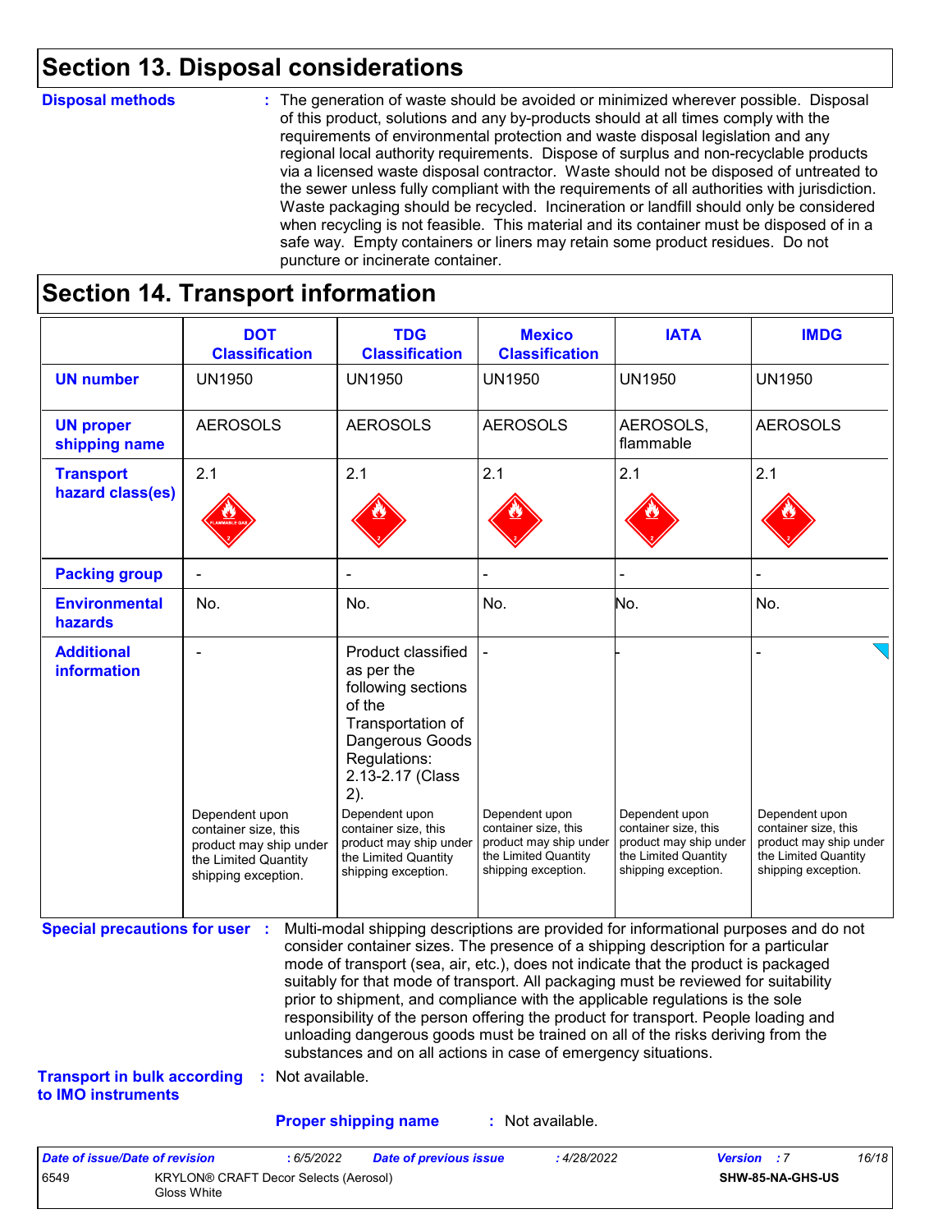## Section 13. Disposal considerations

**Disposal methods** : The generation of waste should be avoided or minimized wherever possible. Disposal of this product, solutions and any by-products should at all times comply with the requirements of environmental protection and waste disposal legislation and any regional local authority requirements. Dispose of surplus and non-recyclable products via a licensed waste disposal contractor. Waste should not be disposed of untreated to the sewer unless fully compliant with the requirements of all authorities with jurisdiction. Waste packaging should be recycled. Incineration or landfill should only be considered when recycling is not feasible. This material and its container must be disposed of in a safe way. Empty containers or liners may retain some product residues. Do not puncture or incinerate container.

## Section 14. Transport information

| | DOT Classification | TDG Classification | Mexico Classification | IATA | IMDG |
|---|---|---|---|---|---|
| **UN number** | UN1950 | UN1950 | UN1950 | UN1950 | UN1950 |
| **UN proper shipping name** | AEROSOLS | AEROSOLS | AEROSOLS | AEROSOLS, flammable | AEROSOLS |
| **Transport hazard class(es)** | 2.1 | 2.1 | 2.1 | 2.1 | 2.1 |
| **Packing group** | - | - | - | - | - |
| **Environmental hazards** | No. | No. | No. | No. | No. |
| **Additional information** | - Dependent upon container size, this product may ship under the Limited Quantity shipping exception. | Product classified as per the following sections of the Transportation of Dangerous Goods Regulations: 2.13-2.17 (Class 2). Dependent upon container size, this product may ship under the Limited Quantity shipping exception. | - Dependent upon container size, this product may ship under the Limited Quantity shipping exception. | - Dependent upon container size, this product may ship under the Limited Quantity shipping exception. | - Dependent upon container size, this product may ship under the Limited Quantity shipping exception. |

**Special precautions for user** : Multi-modal shipping descriptions are provided for informational purposes and do not consider container sizes. The presence of a shipping description for a particular mode of transport (sea, air, etc.), does not indicate that the product is packaged suitably for that mode of transport. All packaging must be reviewed for suitability prior to shipment, and compliance with the applicable regulations is the sole responsibility of the person offering the product for transport. People loading and unloading dangerous goods must be trained on all of the risks deriving from the substances and on all actions in case of emergency situations.

**Transport in bulk according to IMO instruments** : Not available.

**Proper shipping name** : Not available.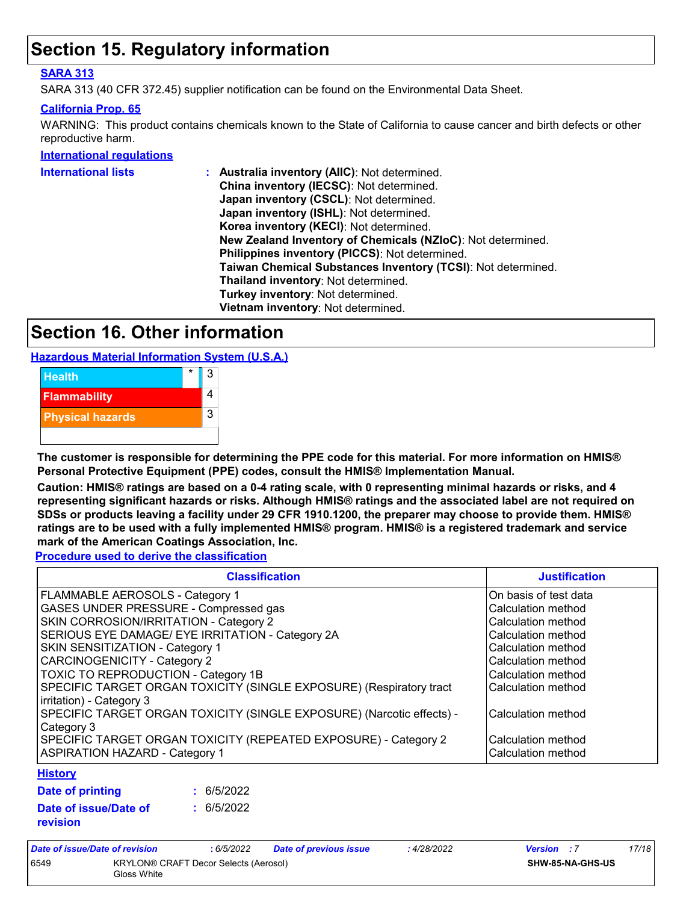# Section 15. Regulatory information

**SARA 313**

SARA 313 (40 CFR 372.45) supplier notification can be found on the Environmental Data Sheet.

**California Prop. 65**

WARNING: This product contains chemicals known to the State of California to cause cancer and birth defects or other reproductive harm.

**International regulations**

**International lists** : **Australia inventory (AIIC)**: Not determined.
**China inventory (IECSC)**: Not determined.
**Japan inventory (CSCL)**: Not determined.
**Japan inventory (ISHL)**: Not determined.
**Korea inventory (KECI)**: Not determined.
**New Zealand Inventory of Chemicals (NZIoC)**: Not determined.
**Philippines inventory (PICCS)**: Not determined.
**Taiwan Chemical Substances Inventory (TCSI)**: Not determined.
**Thailand inventory**: Not determined.
**Turkey inventory**: Not determined.
**Vietnam inventory**: Not determined.

# Section 16. Other information

**Hazardous Material Information System (U.S.A.)**

| | | |
|---|---|---|
| Health | * | 3 |
| Flammability | | 4 |
| Physical hazards | | 3 |

**The customer is responsible for determining the PPE code for this material. For more information on HMIS® Personal Protective Equipment (PPE) codes, consult the HMIS® Implementation Manual.**

**Caution: HMIS® ratings are based on a 0-4 rating scale, with 0 representing minimal hazards or risks, and 4 representing significant hazards or risks. Although HMIS® ratings and the associated label are not required on SDSs or products leaving a facility under 29 CFR 1910.1200, the preparer may choose to provide them. HMIS® ratings are to be used with a fully implemented HMIS® program. HMIS® is a registered trademark and service mark of the American Coatings Association, Inc.**

**Procedure used to derive the classification**

| Classification | Justification |
|---|---|
| FLAMMABLE AEROSOLS - Category 1 | On basis of test data |
| GASES UNDER PRESSURE - Compressed gas | Calculation method |
| SKIN CORROSION/IRRITATION - Category 2 | Calculation method |
| SERIOUS EYE DAMAGE/ EYE IRRITATION - Category 2A | Calculation method |
| SKIN SENSITIZATION - Category 1 | Calculation method |
| CARCINOGENICITY - Category 2 | Calculation method |
| TOXIC TO REPRODUCTION - Category 1B | Calculation method |
| SPECIFIC TARGET ORGAN TOXICITY (SINGLE EXPOSURE) (Respiratory tract irritation) - Category 3 | Calculation method |
| SPECIFIC TARGET ORGAN TOXICITY (SINGLE EXPOSURE) (Narcotic effects) - Category 3 | Calculation method |
| SPECIFIC TARGET ORGAN TOXICITY (REPEATED EXPOSURE) - Category 2 | Calculation method |
| ASPIRATION HAZARD - Category 1 | Calculation method |

**History**

**Date of printing** : 6/5/2022

**Date of issue/Date of revision** : 6/5/2022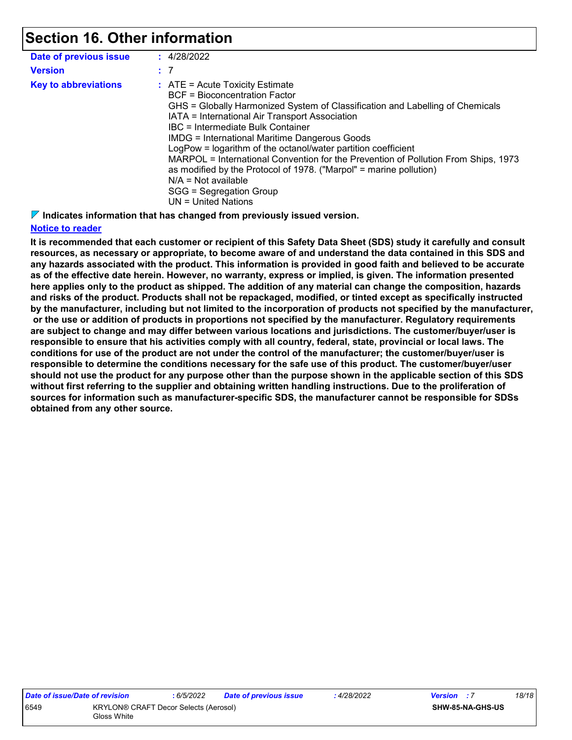# Section 16. Other information

**Date of previous issue** : 4/28/2022

**Version** : 7

**Key to abbreviations** : ATE = Acute Toxicity Estimate
BCF = Bioconcentration Factor
GHS = Globally Harmonized System of Classification and Labelling of Chemicals
IATA = International Air Transport Association
IBC = Intermediate Bulk Container
IMDG = International Maritime Dangerous Goods
LogPow = logarithm of the octanol/water partition coefficient
MARPOL = International Convention for the Prevention of Pollution From Ships, 1973 as modified by the Protocol of 1978. ("Marpol" = marine pollution)
N/A = Not available
SGG = Segregation Group
UN = United Nations

**Indicates information that has changed from previously issued version.**

**Notice to reader**

**It is recommended that each customer or recipient of this Safety Data Sheet (SDS) study it carefully and consult resources, as necessary or appropriate, to become aware of and understand the data contained in this SDS and any hazards associated with the product. This information is provided in good faith and believed to be accurate as of the effective date herein. However, no warranty, express or implied, is given. The information presented here applies only to the product as shipped. The addition of any material can change the composition, hazards and risks of the product. Products shall not be repackaged, modified, or tinted except as specifically instructed by the manufacturer, including but not limited to the incorporation of products not specified by the manufacturer, or the use or addition of products in proportions not specified by the manufacturer. Regulatory requirements are subject to change and may differ between various locations and jurisdictions. The customer/buyer/user is responsible to ensure that his activities comply with all country, federal, state, provincial or local laws. The conditions for use of the product are not under the control of the manufacturer; the customer/buyer/user is responsible to determine the conditions necessary for the safe use of this product. The customer/buyer/user should not use the product for any purpose other than the purpose shown in the applicable section of this SDS without first referring to the supplier and obtaining written handling instructions. Due to the proliferation of sources for information such as manufacturer-specific SDS, the manufacturer cannot be responsible for SDSs obtained from any other source.**